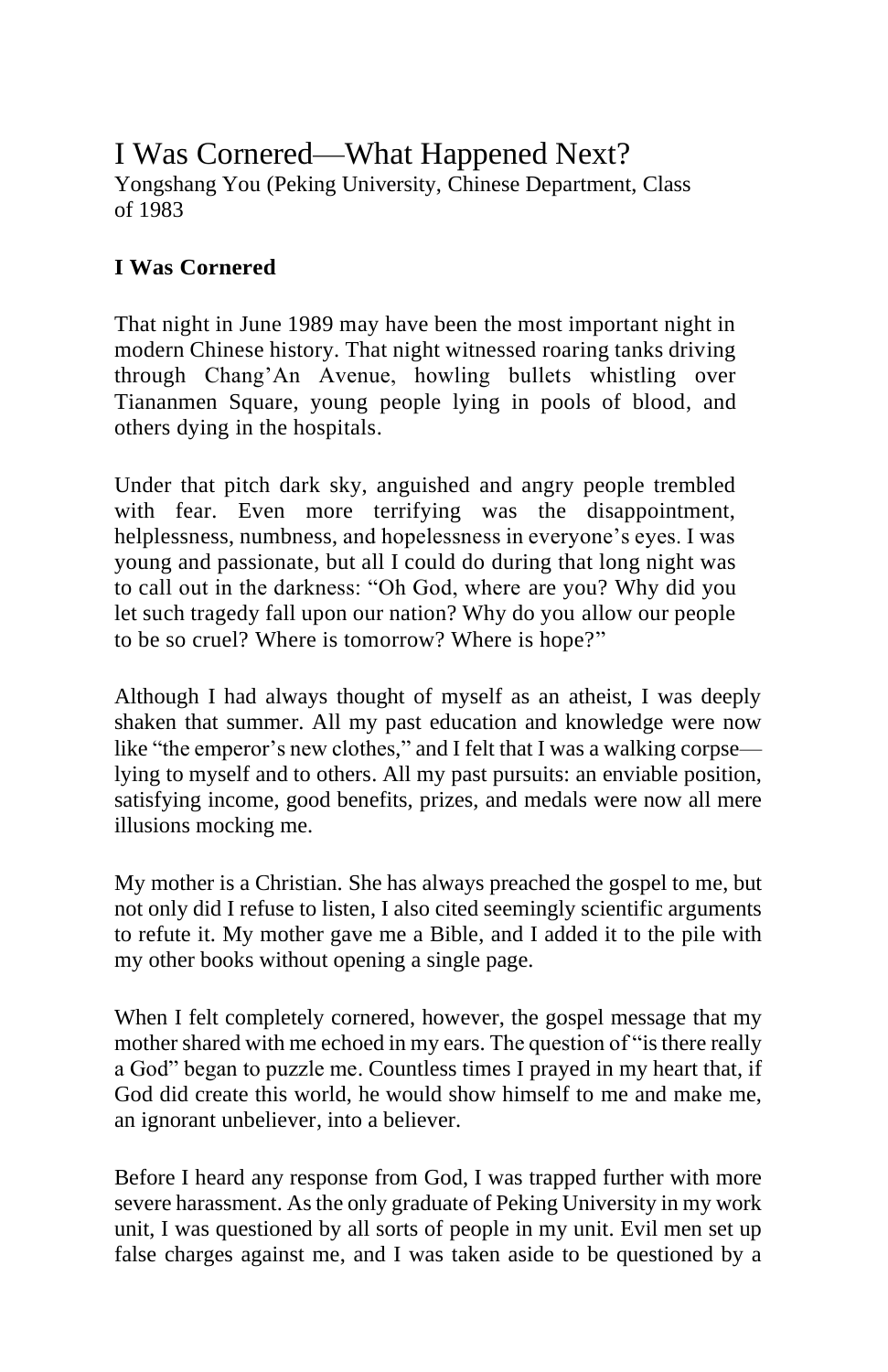# I Was Cornered—What Happened Next?

Yongshang You (Peking University, Chinese Department, Class of 1983

### I Was Cornered

That night in June 1989 may have been the most important night in modern Chinese history. That night witnessed roaring tanks driving through Chang'An Avenue, howling bullets whistling over Tiananmen Square, young people lying in pools of blood, and others dying in the hospitals.

Under that pitch dark sky, anguished and angry people trembled with fear. Even more terrifying was the disappointment, helplessness, numbness, and hopelessness in everyone's eyes. I was young and passionate, but all I could do during that long night was to call out in the darkness: "Oh God, where are you? Why did you let such tragedy fall upon our nation? Why do you allow our people to be so cruel? Where is tomorrow? Where is hope?"

Although I had always thought of myself as an atheist, I was deeply shaken that summer. All my past education and knowledge were now like "the emperor's new clothes," and I felt that I was a walking corpse—lying to myself and to others. All my past pursuits: an enviable position, satisfying income, good benefits, prizes, and medals were now all mere illusions mocking me.

My mother is a Christian. She has always preached the gospel to me, but not only did I refuse to listen, I also cited seemingly scientific arguments to refute it. My mother gave me a Bible, and I added it to the pile with my other books without opening a single page.

When I felt completely cornered, however, the gospel message that my mother shared with me echoed in my ears. The question of "is there really a God" began to puzzle me. Countless times I prayed in my heart that, if God did create this world, he would show himself to me and make me, an ignorant unbeliever, into a believer.

Before I heard any response from God, I was trapped further with more severe harassment. As the only graduate of Peking University in my work unit, I was questioned by all sorts of people in my unit. Evil men set up false charges against me, and I was taken aside to be questioned by a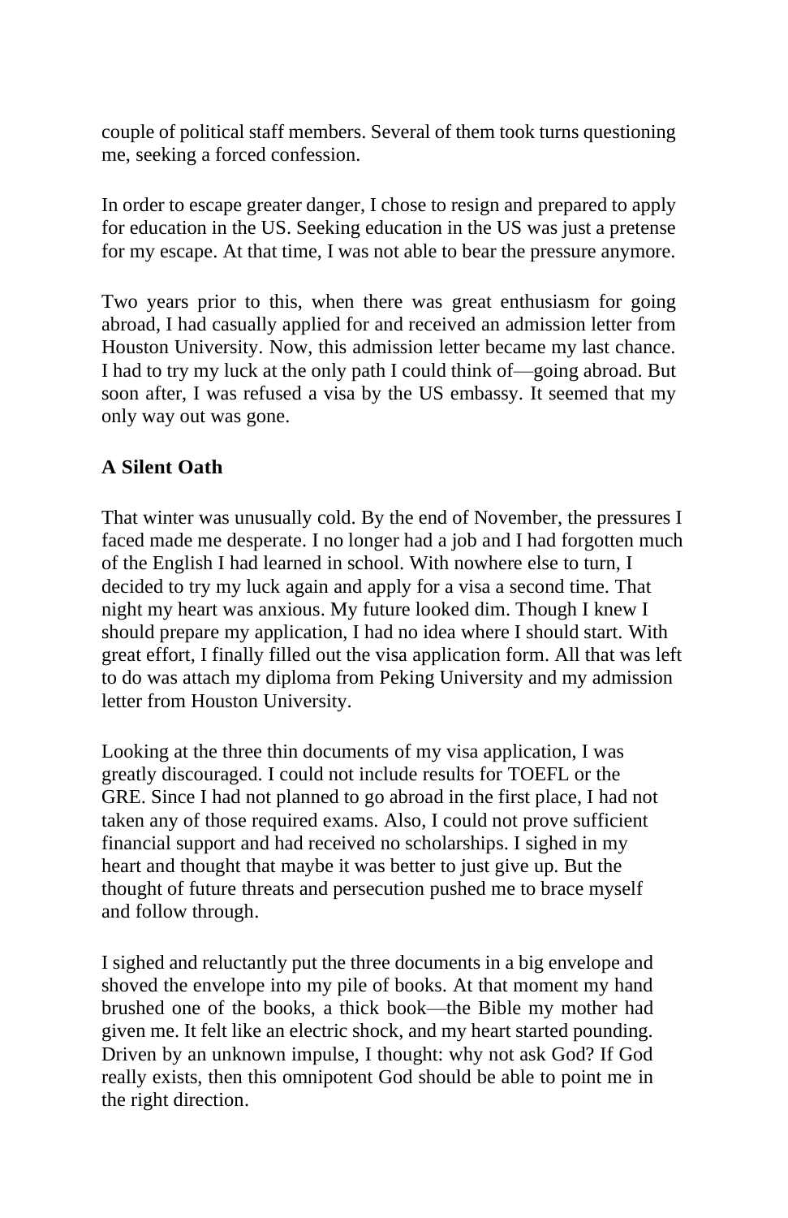couple of political staff members. Several of them took turns questioning me, seeking a forced confession.

In order to escape greater danger, I chose to resign and prepared to apply for education in the US. Seeking education in the US was just a pretense for my escape. At that time, I was not able to bear the pressure anymore.

Two years prior to this, when there was great enthusiasm for going abroad, I had casually applied for and received an admission letter from Houston University. Now, this admission letter became my last chance. I had to try my luck at the only path I could think of—going abroad. But soon after, I was refused a visa by the US embassy. It seemed that my only way out was gone.

### A Silent Oath

That winter was unusually cold. By the end of November, the pressures I faced made me desperate. I no longer had a job and I had forgotten much of the English I had learned in school. With nowhere else to turn, I decided to try my luck again and apply for a visa a second time. That night my heart was anxious. My future looked dim. Though I knew I should prepare my application, I had no idea where I should start. With great effort, I finally filled out the visa application form. All that was left to do was attach my diploma from Peking University and my admission letter from Houston University.

Looking at the three thin documents of my visa application, I was greatly discouraged. I could not include results for TOEFL or the GRE. Since I had not planned to go abroad in the first place, I had not taken any of those required exams. Also, I could not prove sufficient financial support and had received no scholarships. I sighed in my heart and thought that maybe it was better to just give up. But the thought of future threats and persecution pushed me to brace myself and follow through.

I sighed and reluctantly put the three documents in a big envelope and shoved the envelope into my pile of books. At that moment my hand brushed one of the books, a thick book—the Bible my mother had given me. It felt like an electric shock, and my heart started pounding. Driven by an unknown impulse, I thought: why not ask God? If God really exists, then this omnipotent God should be able to point me in the right direction.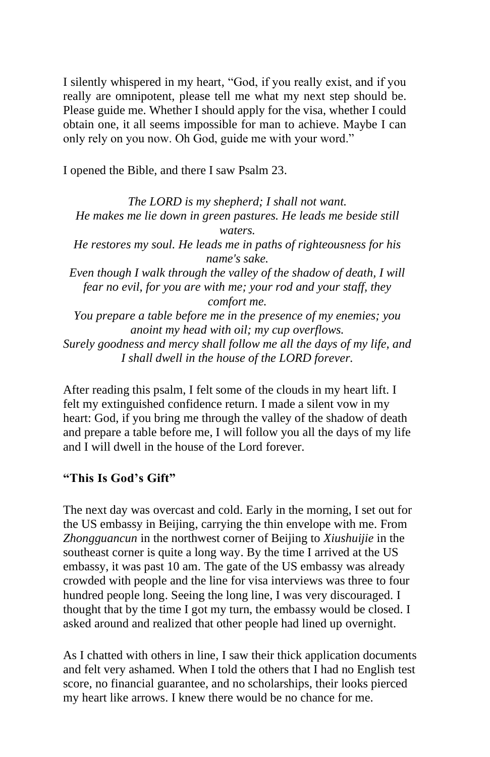I silently whispered in my heart, "God, if you really exist, and if you really are omnipotent, please tell me what my next step should be. Please guide me. Whether I should apply for the visa, whether I could obtain one, it all seems impossible for man to achieve. Maybe I can only rely on you now. Oh God, guide me with your word."

I opened the Bible, and there I saw Psalm 23.

*The LORD is my shepherd; I shall not want.*
*He makes me lie down in green pastures. He leads me beside still waters.*
*He restores my soul. He leads me in paths of righteousness for his name's sake.*
*Even though I walk through the valley of the shadow of death, I will fear no evil, for you are with me; your rod and your staff, they comfort me.*
*You prepare a table before me in the presence of my enemies; you anoint my head with oil; my cup overflows.*
*Surely goodness and mercy shall follow me all the days of my life, and I shall dwell in the house of the LORD forever.*

After reading this psalm, I felt some of the clouds in my heart lift. I felt my extinguished confidence return. I made a silent vow in my heart: God, if you bring me through the valley of the shadow of death and prepare a table before me, I will follow you all the days of my life and I will dwell in the house of the Lord forever.

### "This Is God's Gift"

The next day was overcast and cold. Early in the morning, I set out for the US embassy in Beijing, carrying the thin envelope with me. From *Zhongguancun* in the northwest corner of Beijing to *Xiushuijie* in the southeast corner is quite a long way. By the time I arrived at the US embassy, it was past 10 am. The gate of the US embassy was already crowded with people and the line for visa interviews was three to four hundred people long. Seeing the long line, I was very discouraged. I thought that by the time I got my turn, the embassy would be closed. I asked around and realized that other people had lined up overnight.

As I chatted with others in line, I saw their thick application documents and felt very ashamed. When I told the others that I had no English test score, no financial guarantee, and no scholarships, their looks pierced my heart like arrows. I knew there would be no chance for me.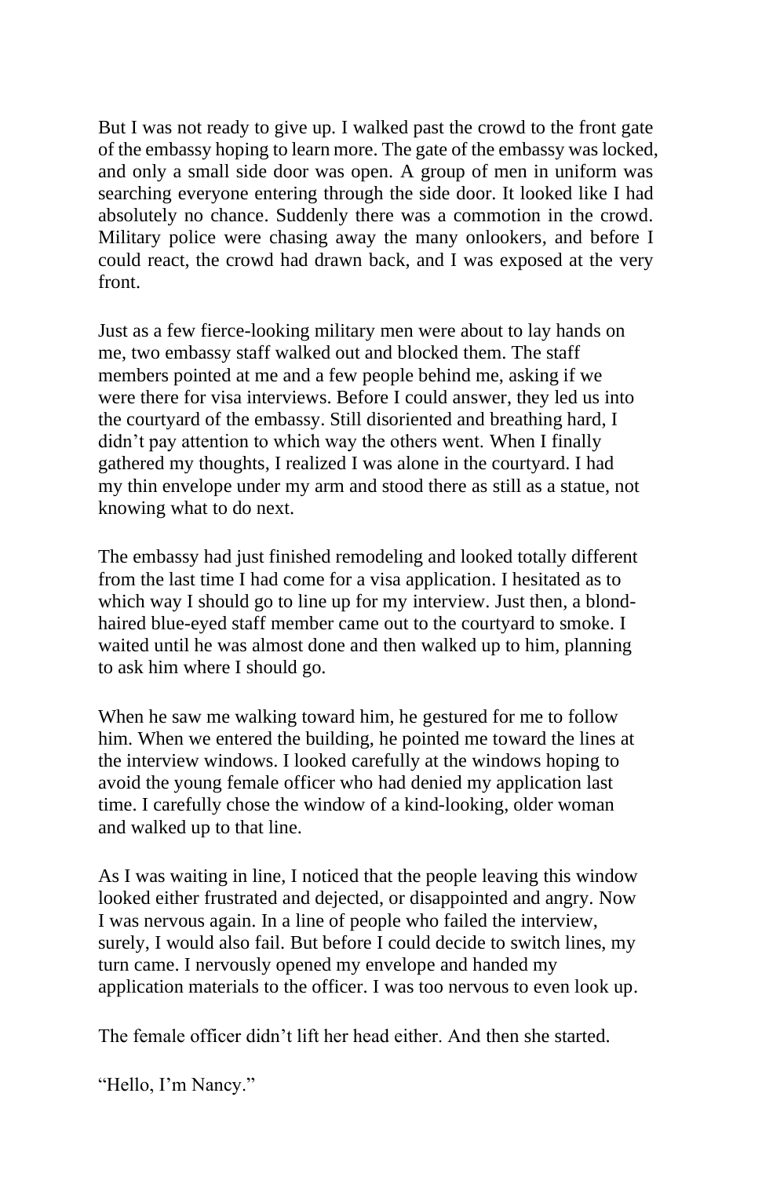But I was not ready to give up. I walked past the crowd to the front gate of the embassy hoping to learn more. The gate of the embassy was locked, and only a small side door was open. A group of men in uniform was searching everyone entering through the side door. It looked like I had absolutely no chance. Suddenly there was a commotion in the crowd. Military police were chasing away the many onlookers, and before I could react, the crowd had drawn back, and I was exposed at the very front.

Just as a few fierce-looking military men were about to lay hands on me, two embassy staff walked out and blocked them. The staff members pointed at me and a few people behind me, asking if we were there for visa interviews. Before I could answer, they led us into the courtyard of the embassy. Still disoriented and breathing hard, I didn't pay attention to which way the others went. When I finally gathered my thoughts, I realized I was alone in the courtyard. I had my thin envelope under my arm and stood there as still as a statue, not knowing what to do next.

The embassy had just finished remodeling and looked totally different from the last time I had come for a visa application. I hesitated as to which way I should go to line up for my interview. Just then, a blond-haired blue-eyed staff member came out to the courtyard to smoke. I waited until he was almost done and then walked up to him, planning to ask him where I should go.

When he saw me walking toward him, he gestured for me to follow him. When we entered the building, he pointed me toward the lines at the interview windows. I looked carefully at the windows hoping to avoid the young female officer who had denied my application last time. I carefully chose the window of a kind-looking, older woman and walked up to that line.

As I was waiting in line, I noticed that the people leaving this window looked either frustrated and dejected, or disappointed and angry. Now I was nervous again. In a line of people who failed the interview, surely, I would also fail. But before I could decide to switch lines, my turn came. I nervously opened my envelope and handed my application materials to the officer. I was too nervous to even look up.

The female officer didn't lift her head either. And then she started.

"Hello, I'm Nancy."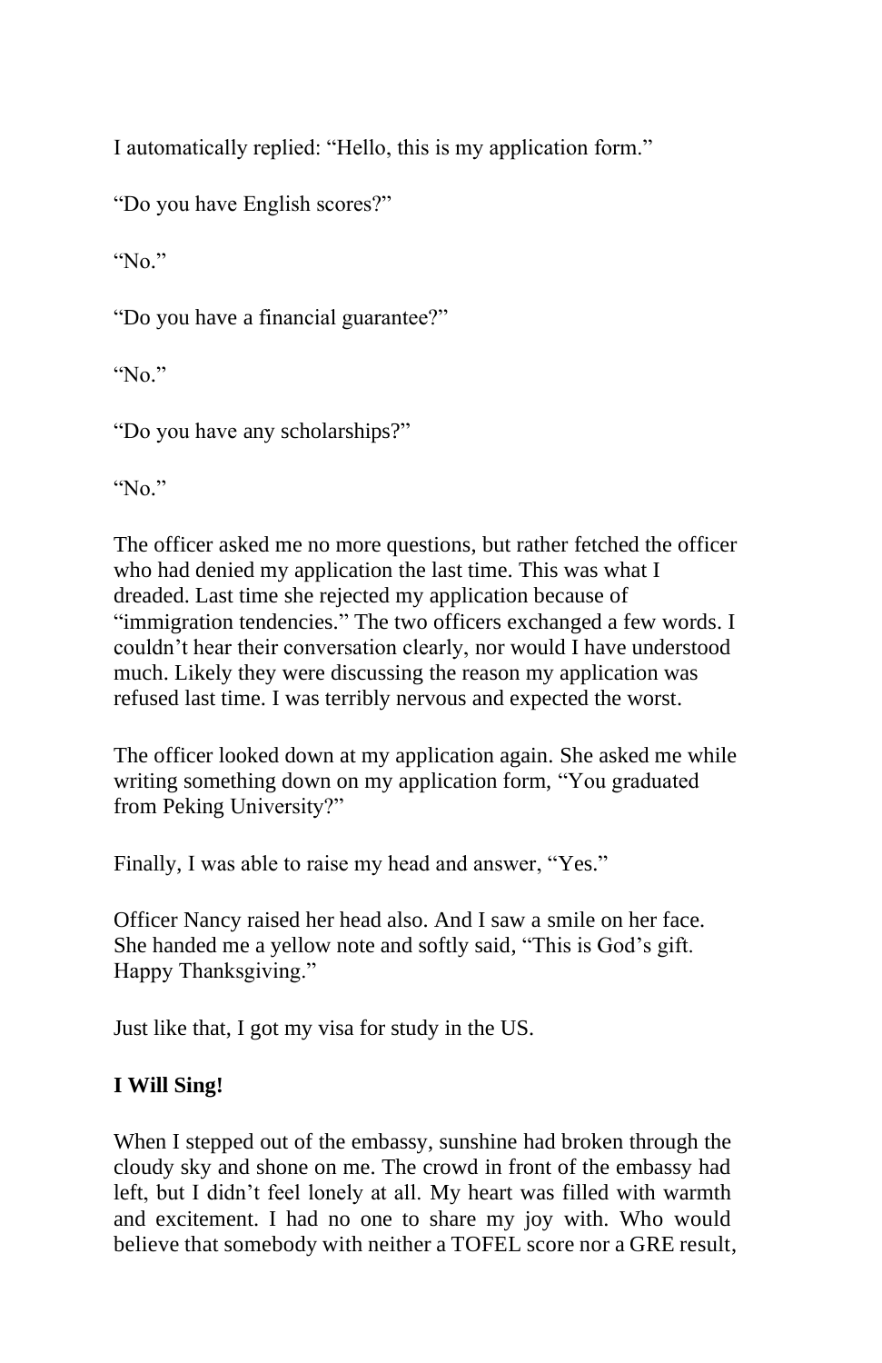I automatically replied: "Hello, this is my application form."

"Do you have English scores?"

"No."

"Do you have a financial guarantee?"

"No."

"Do you have any scholarships?"

"No."

The officer asked me no more questions, but rather fetched the officer who had denied my application the last time. This was what I dreaded. Last time she rejected my application because of "immigration tendencies." The two officers exchanged a few words. I couldn't hear their conversation clearly, nor would I have understood much. Likely they were discussing the reason my application was refused last time. I was terribly nervous and expected the worst.

The officer looked down at my application again. She asked me while writing something down on my application form, "You graduated from Peking University?"

Finally, I was able to raise my head and answer, "Yes."

Officer Nancy raised her head also. And I saw a smile on her face. She handed me a yellow note and softly said, "This is God's gift. Happy Thanksgiving."

Just like that, I got my visa for study in the US.

**I Will Sing!**

When I stepped out of the embassy, sunshine had broken through the cloudy sky and shone on me. The crowd in front of the embassy had left, but I didn't feel lonely at all. My heart was filled with warmth and excitement. I had no one to share my joy with. Who would believe that somebody with neither a TOFEL score nor a GRE result,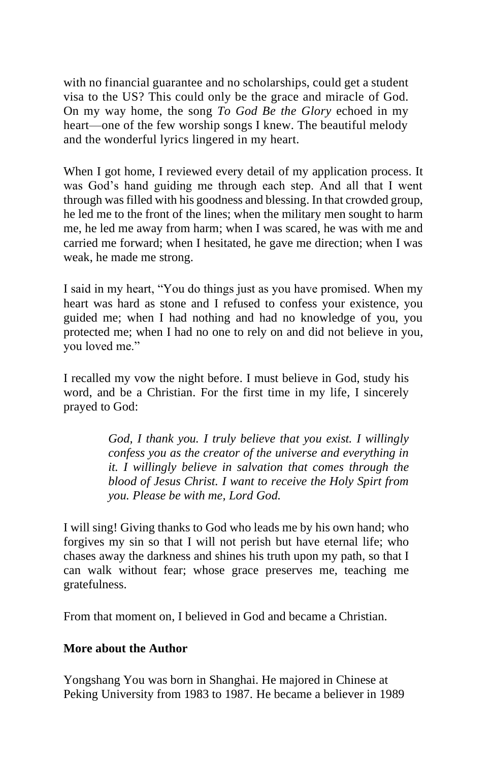with no financial guarantee and no scholarships, could get a student visa to the US? This could only be the grace and miracle of God. On my way home, the song *To God Be the Glory* echoed in my heart—one of the few worship songs I knew. The beautiful melody and the wonderful lyrics lingered in my heart.

When I got home, I reviewed every detail of my application process. It was God's hand guiding me through each step. And all that I went through was filled with his goodness and blessing. In that crowded group, he led me to the front of the lines; when the military men sought to harm me, he led me away from harm; when I was scared, he was with me and carried me forward; when I hesitated, he gave me direction; when I was weak, he made me strong.

I said in my heart, "You do things just as you have promised. When my heart was hard as stone and I refused to confess your existence, you guided me; when I had nothing and had no knowledge of you, you protected me; when I had no one to rely on and did not believe in you, you loved me."

I recalled my vow the night before. I must believe in God, study his word, and be a Christian. For the first time in my life, I sincerely prayed to God:

> *God, I thank you. I truly believe that you exist. I willingly confess you as the creator of the universe and everything in it. I willingly believe in salvation that comes through the blood of Jesus Christ. I want to receive the Holy Spirt from you. Please be with me, Lord God.*

I will sing! Giving thanks to God who leads me by his own hand; who forgives my sin so that I will not perish but have eternal life; who chases away the darkness and shines his truth upon my path, so that I can walk without fear; whose grace preserves me, teaching me gratefulness.

From that moment on, I believed in God and became a Christian.

**More about the Author**

Yongshang You was born in Shanghai. He majored in Chinese at Peking University from 1983 to 1987. He became a believer in 1989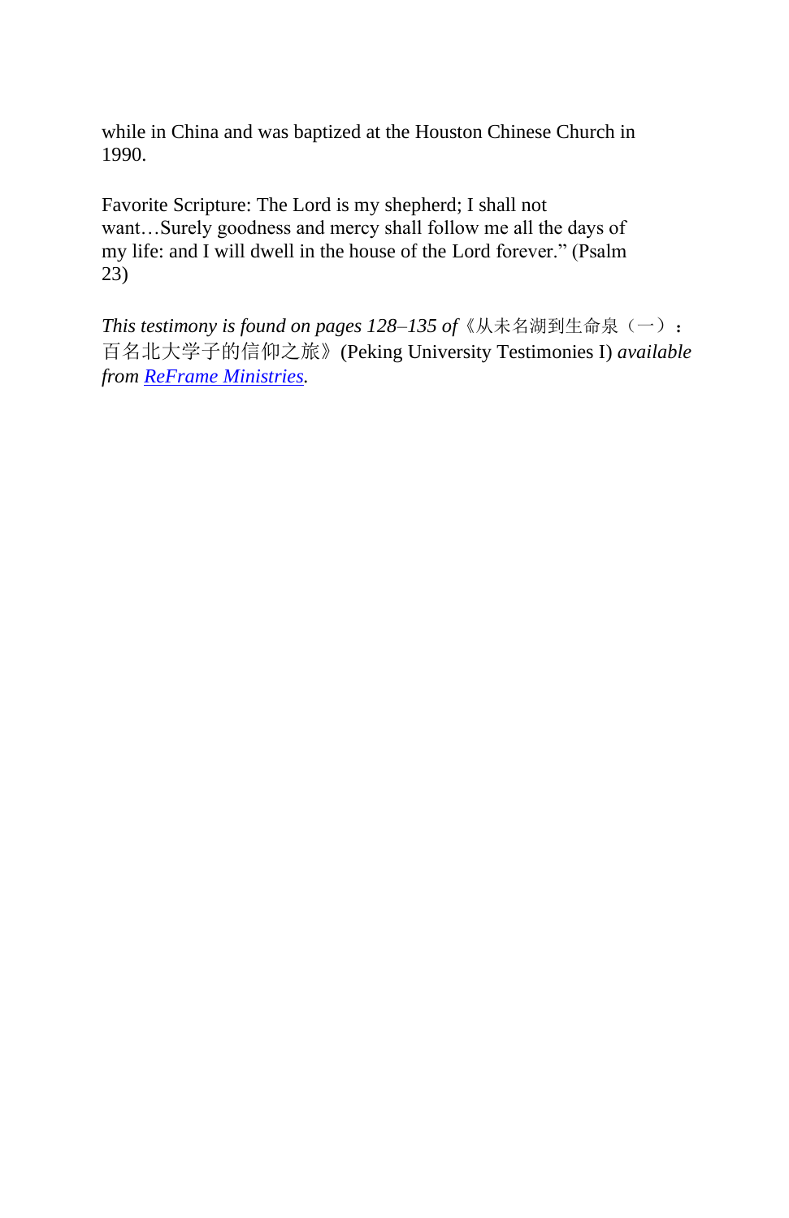while in China and was baptized at the Houston Chinese Church in 1990.

Favorite Scripture: The Lord is my shepherd; I shall not want…Surely goodness and mercy shall follow me all the days of my life: and I will dwell in the house of the Lord forever.” (Psalm 23)

*This testimony is found on pages 128–135 of* 《从未名湖到生命泉（一）：百名北大学子的信仰之旅》(Peking University Testimonies I) *available from ReFrame Ministries.*